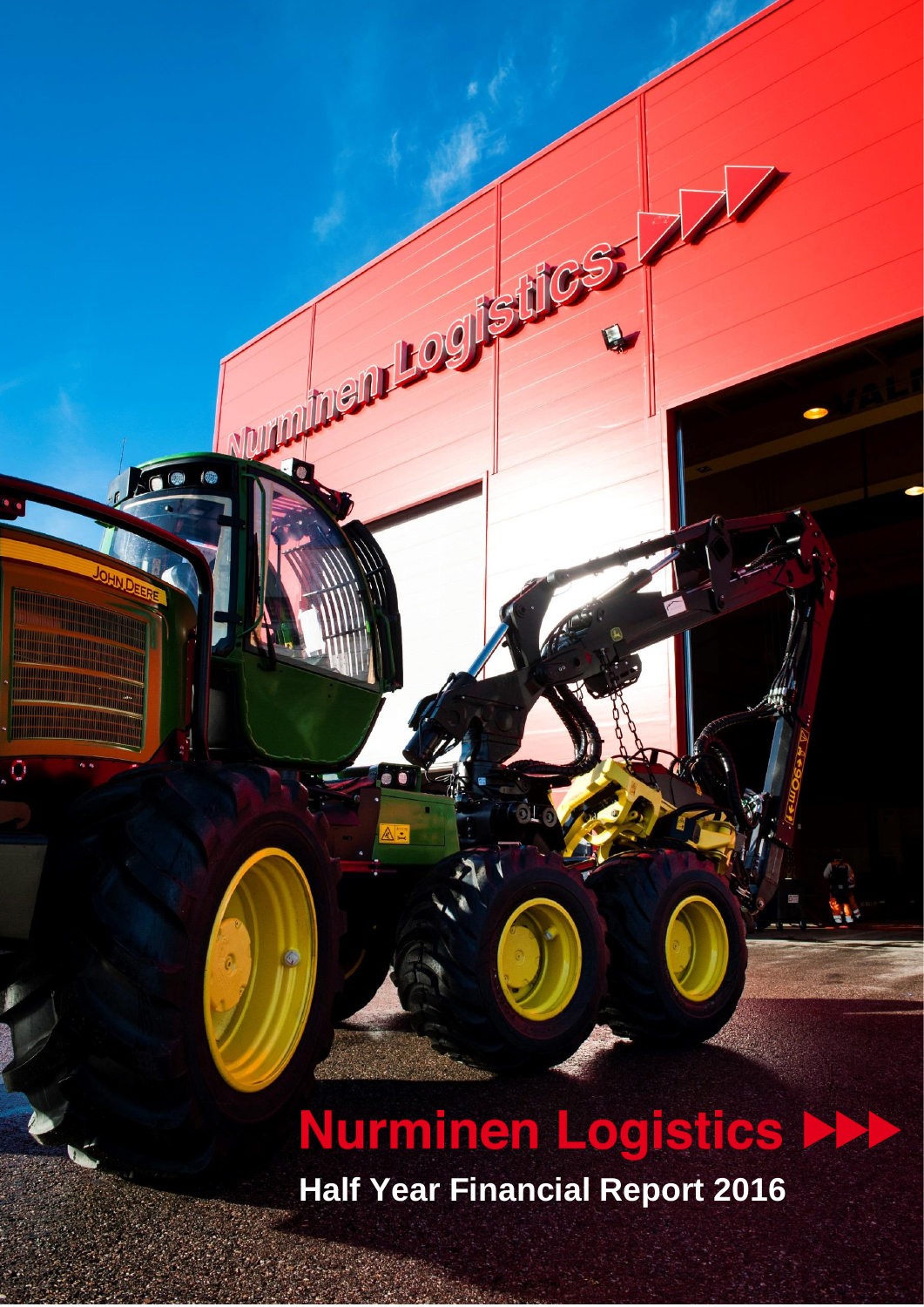# Nurminen Logistics

## Half Year Financial Report 2016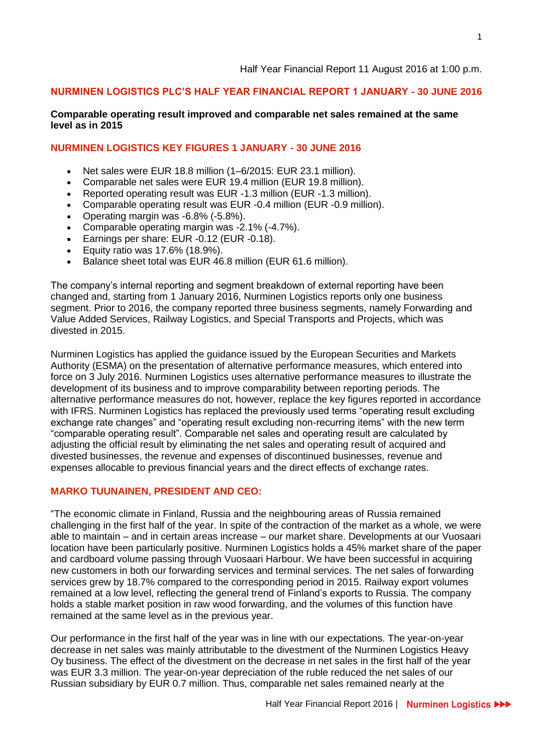Half Year Financial Report 11 August 2016 at 1:00 p.m.

## NURMINEN LOGISTICS PLC'S HALF YEAR FINANCIAL REPORT 1 JANUARY - 30 JUNE 2016

**Comparable operating result improved and comparable net sales remained at the same level as in 2015**

### NURMINEN LOGISTICS KEY FIGURES 1 JANUARY - 30 JUNE 2016

- Net sales were EUR 18.8 million (1–6/2015: EUR 23.1 million).
- Comparable net sales were EUR 19.4 million (EUR 19.8 million).
- Reported operating result was EUR -1.3 million (EUR -1.3 million).
- Comparable operating result was EUR -0.4 million (EUR -0.9 million).
- Operating margin was -6.8% (-5.8%).
- Comparable operating margin was -2.1% (-4.7%).
- Earnings per share: EUR -0.12 (EUR -0.18).
- Equity ratio was 17.6% (18.9%).
- Balance sheet total was EUR 46.8 million (EUR 61.6 million).

The company's internal reporting and segment breakdown of external reporting have been changed and, starting from 1 January 2016, Nurminen Logistics reports only one business segment. Prior to 2016, the company reported three business segments, namely Forwarding and Value Added Services, Railway Logistics, and Special Transports and Projects, which was divested in 2015.

Nurminen Logistics has applied the guidance issued by the European Securities and Markets Authority (ESMA) on the presentation of alternative performance measures, which entered into force on 3 July 2016. Nurminen Logistics uses alternative performance measures to illustrate the development of its business and to improve comparability between reporting periods. The alternative performance measures do not, however, replace the key figures reported in accordance with IFRS. Nurminen Logistics has replaced the previously used terms "operating result excluding exchange rate changes" and "operating result excluding non-recurring items" with the new term "comparable operating result". Comparable net sales and operating result are calculated by adjusting the official result by eliminating the net sales and operating result of acquired and divested businesses, the revenue and expenses of discontinued businesses, revenue and expenses allocable to previous financial years and the direct effects of exchange rates.

### MARKO TUUNAINEN, PRESIDENT AND CEO:

"The economic climate in Finland, Russia and the neighbouring areas of Russia remained challenging in the first half of the year. In spite of the contraction of the market as a whole, we were able to maintain – and in certain areas increase – our market share. Developments at our Vuosaari location have been particularly positive. Nurminen Logistics holds a 45% market share of the paper and cardboard volume passing through Vuosaari Harbour. We have been successful in acquiring new customers in both our forwarding services and terminal services. The net sales of forwarding services grew by 18.7% compared to the corresponding period in 2015. Railway export volumes remained at a low level, reflecting the general trend of Finland's exports to Russia. The company holds a stable market position in raw wood forwarding, and the volumes of this function have remained at the same level as in the previous year.

Our performance in the first half of the year was in line with our expectations. The year-on-year decrease in net sales was mainly attributable to the divestment of the Nurminen Logistics Heavy Oy business. The effect of the divestment on the decrease in net sales in the first half of the year was EUR 3.3 million. The year-on-year depreciation of the ruble reduced the net sales of our Russian subsidiary by EUR 0.7 million. Thus, comparable net sales remained nearly at the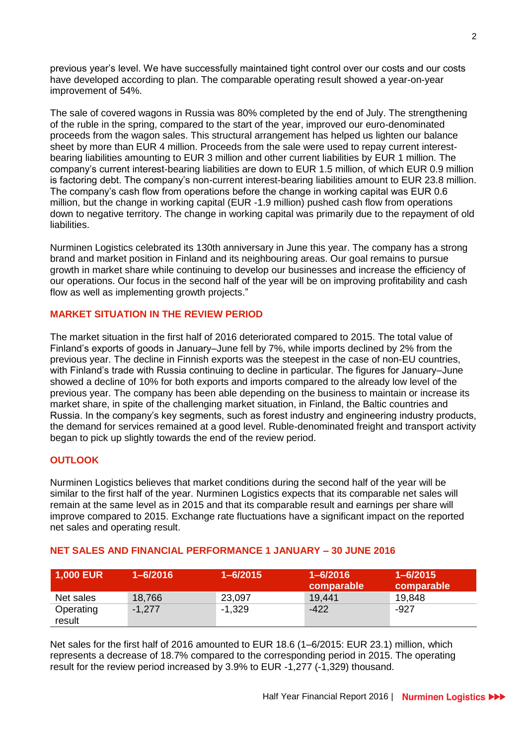previous year's level. We have successfully maintained tight control over our costs and our costs have developed according to plan. The comparable operating result showed a year-on-year improvement of 54%.

The sale of covered wagons in Russia was 80% completed by the end of July. The strengthening of the ruble in the spring, compared to the start of the year, improved our euro-denominated proceeds from the wagon sales. This structural arrangement has helped us lighten our balance sheet by more than EUR 4 million. Proceeds from the sale were used to repay current interest-bearing liabilities amounting to EUR 3 million and other current liabilities by EUR 1 million. The company's current interest-bearing liabilities are down to EUR 1.5 million, of which EUR 0.9 million is factoring debt. The company's non-current interest-bearing liabilities amount to EUR 23.8 million. The company's cash flow from operations before the change in working capital was EUR 0.6 million, but the change in working capital (EUR -1.9 million) pushed cash flow from operations down to negative territory. The change in working capital was primarily due to the repayment of old liabilities.

Nurminen Logistics celebrated its 130th anniversary in June this year. The company has a strong brand and market position in Finland and its neighbouring areas. Our goal remains to pursue growth in market share while continuing to develop our businesses and increase the efficiency of our operations. Our focus in the second half of the year will be on improving profitability and cash flow as well as implementing growth projects."

## MARKET SITUATION IN THE REVIEW PERIOD

The market situation in the first half of 2016 deteriorated compared to 2015. The total value of Finland's exports of goods in January–June fell by 7%, while imports declined by 2% from the previous year. The decline in Finnish exports was the steepest in the case of non-EU countries, with Finland's trade with Russia continuing to decline in particular. The figures for January–June showed a decline of 10% for both exports and imports compared to the already low level of the previous year. The company has been able depending on the business to maintain or increase its market share, in spite of the challenging market situation, in Finland, the Baltic countries and Russia. In the company's key segments, such as forest industry and engineering industry products, the demand for services remained at a good level. Ruble-denominated freight and transport activity began to pick up slightly towards the end of the review period.

## OUTLOOK

Nurminen Logistics believes that market conditions during the second half of the year will be similar to the first half of the year. Nurminen Logistics expects that its comparable net sales will remain at the same level as in 2015 and that its comparable result and earnings per share will improve compared to 2015. Exchange rate fluctuations have a significant impact on the reported net sales and operating result.

## NET SALES AND FINANCIAL PERFORMANCE 1 JANUARY – 30 JUNE 2016

| 1,000 EUR | 1–6/2016 | 1–6/2015 | 1–6/2016 comparable | 1–6/2015 comparable |
|---|---|---|---|---|
| Net sales | 18,766 | 23,097 | 19,441 | 19,848 |
| Operating result | -1,277 | -1,329 | -422 | -927 |

Net sales for the first half of 2016 amounted to EUR 18.6 (1–6/2015: EUR 23.1) million, which represents a decrease of 18.7% compared to the corresponding period in 2015. The operating result for the review period increased by 3.9% to EUR -1,277 (-1,329) thousand.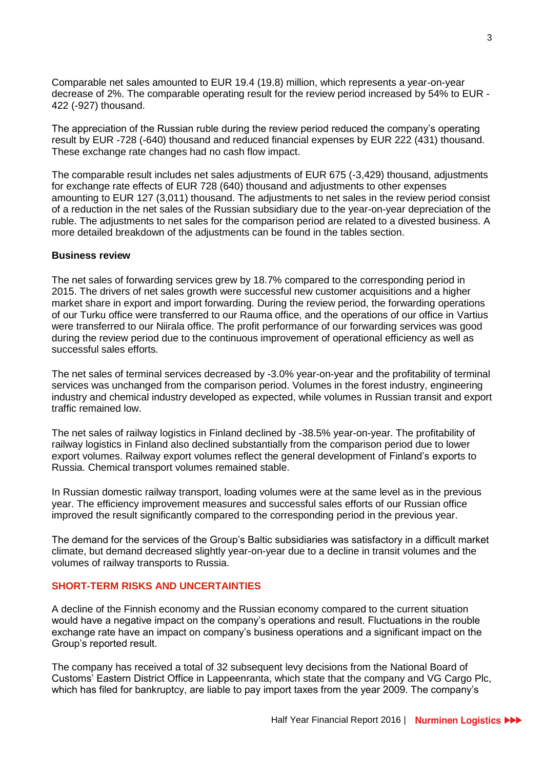Comparable net sales amounted to EUR 19.4 (19.8) million, which represents a year-on-year decrease of 2%. The comparable operating result for the review period increased by 54% to EUR -422 (-927) thousand.

The appreciation of the Russian ruble during the review period reduced the company's operating result by EUR -728 (-640) thousand and reduced financial expenses by EUR 222 (431) thousand. These exchange rate changes had no cash flow impact.

The comparable result includes net sales adjustments of EUR 675 (-3,429) thousand, adjustments for exchange rate effects of EUR 728 (640) thousand and adjustments to other expenses amounting to EUR 127 (3,011) thousand. The adjustments to net sales in the review period consist of a reduction in the net sales of the Russian subsidiary due to the year-on-year depreciation of the ruble. The adjustments to net sales for the comparison period are related to a divested business. A more detailed breakdown of the adjustments can be found in the tables section.

**Business review**

The net sales of forwarding services grew by 18.7% compared to the corresponding period in 2015. The drivers of net sales growth were successful new customer acquisitions and a higher market share in export and import forwarding. During the review period, the forwarding operations of our Turku office were transferred to our Rauma office, and the operations of our office in Vartius were transferred to our Niirala office. The profit performance of our forwarding services was good during the review period due to the continuous improvement of operational efficiency as well as successful sales efforts.

The net sales of terminal services decreased by -3.0% year-on-year and the profitability of terminal services was unchanged from the comparison period. Volumes in the forest industry, engineering industry and chemical industry developed as expected, while volumes in Russian transit and export traffic remained low.

The net sales of railway logistics in Finland declined by -38.5% year-on-year. The profitability of railway logistics in Finland also declined substantially from the comparison period due to lower export volumes. Railway export volumes reflect the general development of Finland's exports to Russia. Chemical transport volumes remained stable.

In Russian domestic railway transport, loading volumes were at the same level as in the previous year. The efficiency improvement measures and successful sales efforts of our Russian office improved the result significantly compared to the corresponding period in the previous year.

The demand for the services of the Group's Baltic subsidiaries was satisfactory in a difficult market climate, but demand decreased slightly year-on-year due to a decline in transit volumes and the volumes of railway transports to Russia.

## SHORT-TERM RISKS AND UNCERTAINTIES

A decline of the Finnish economy and the Russian economy compared to the current situation would have a negative impact on the company's operations and result. Fluctuations in the rouble exchange rate have an impact on company's business operations and a significant impact on the Group's reported result.

The company has received a total of 32 subsequent levy decisions from the National Board of Customs' Eastern District Office in Lappeenranta, which state that the company and VG Cargo Plc, which has filed for bankruptcy, are liable to pay import taxes from the year 2009. The company's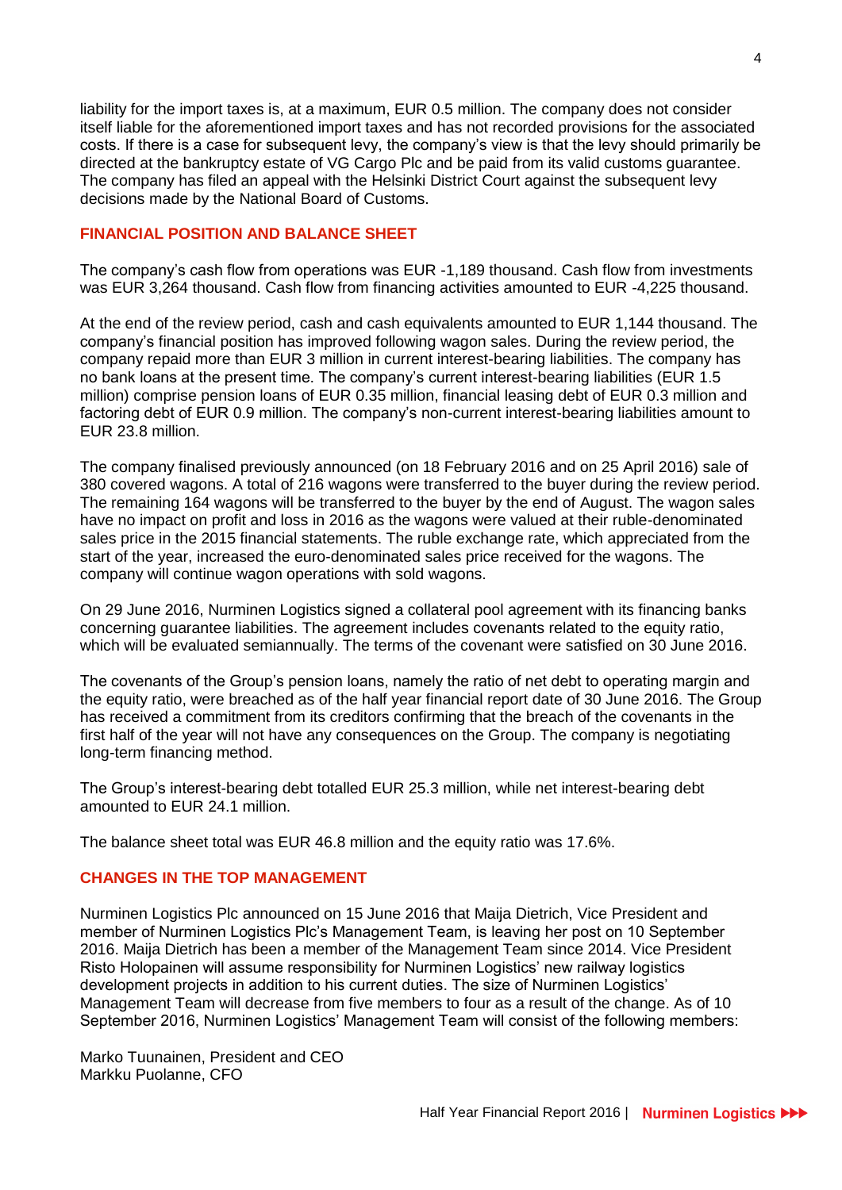liability for the import taxes is, at a maximum, EUR 0.5 million. The company does not consider itself liable for the aforementioned import taxes and has not recorded provisions for the associated costs. If there is a case for subsequent levy, the company's view is that the levy should primarily be directed at the bankruptcy estate of VG Cargo Plc and be paid from its valid customs guarantee. The company has filed an appeal with the Helsinki District Court against the subsequent levy decisions made by the National Board of Customs.

## FINANCIAL POSITION AND BALANCE SHEET

The company's cash flow from operations was EUR -1,189 thousand. Cash flow from investments was EUR 3,264 thousand. Cash flow from financing activities amounted to EUR -4,225 thousand.

At the end of the review period, cash and cash equivalents amounted to EUR 1,144 thousand. The company's financial position has improved following wagon sales. During the review period, the company repaid more than EUR 3 million in current interest-bearing liabilities. The company has no bank loans at the present time. The company's current interest-bearing liabilities (EUR 1.5 million) comprise pension loans of EUR 0.35 million, financial leasing debt of EUR 0.3 million and factoring debt of EUR 0.9 million. The company's non-current interest-bearing liabilities amount to EUR 23.8 million.

The company finalised previously announced (on 18 February 2016 and on 25 April 2016) sale of 380 covered wagons. A total of 216 wagons were transferred to the buyer during the review period. The remaining 164 wagons will be transferred to the buyer by the end of August. The wagon sales have no impact on profit and loss in 2016 as the wagons were valued at their ruble-denominated sales price in the 2015 financial statements. The ruble exchange rate, which appreciated from the start of the year, increased the euro-denominated sales price received for the wagons. The company will continue wagon operations with sold wagons.

On 29 June 2016, Nurminen Logistics signed a collateral pool agreement with its financing banks concerning guarantee liabilities. The agreement includes covenants related to the equity ratio, which will be evaluated semiannually. The terms of the covenant were satisfied on 30 June 2016.

The covenants of the Group's pension loans, namely the ratio of net debt to operating margin and the equity ratio, were breached as of the half year financial report date of 30 June 2016. The Group has received a commitment from its creditors confirming that the breach of the covenants in the first half of the year will not have any consequences on the Group. The company is negotiating long-term financing method.

The Group's interest-bearing debt totalled EUR 25.3 million, while net interest-bearing debt amounted to EUR 24.1 million.

The balance sheet total was EUR 46.8 million and the equity ratio was 17.6%.

## CHANGES IN THE TOP MANAGEMENT

Nurminen Logistics Plc announced on 15 June 2016 that Maija Dietrich, Vice President and member of Nurminen Logistics Plc's Management Team, is leaving her post on 10 September 2016. Maija Dietrich has been a member of the Management Team since 2014. Vice President Risto Holopainen will assume responsibility for Nurminen Logistics' new railway logistics development projects in addition to his current duties. The size of Nurminen Logistics' Management Team will decrease from five members to four as a result of the change. As of 10 September 2016, Nurminen Logistics' Management Team will consist of the following members:

Marko Tuunainen, President and CEO  
Markku Puolanne, CFO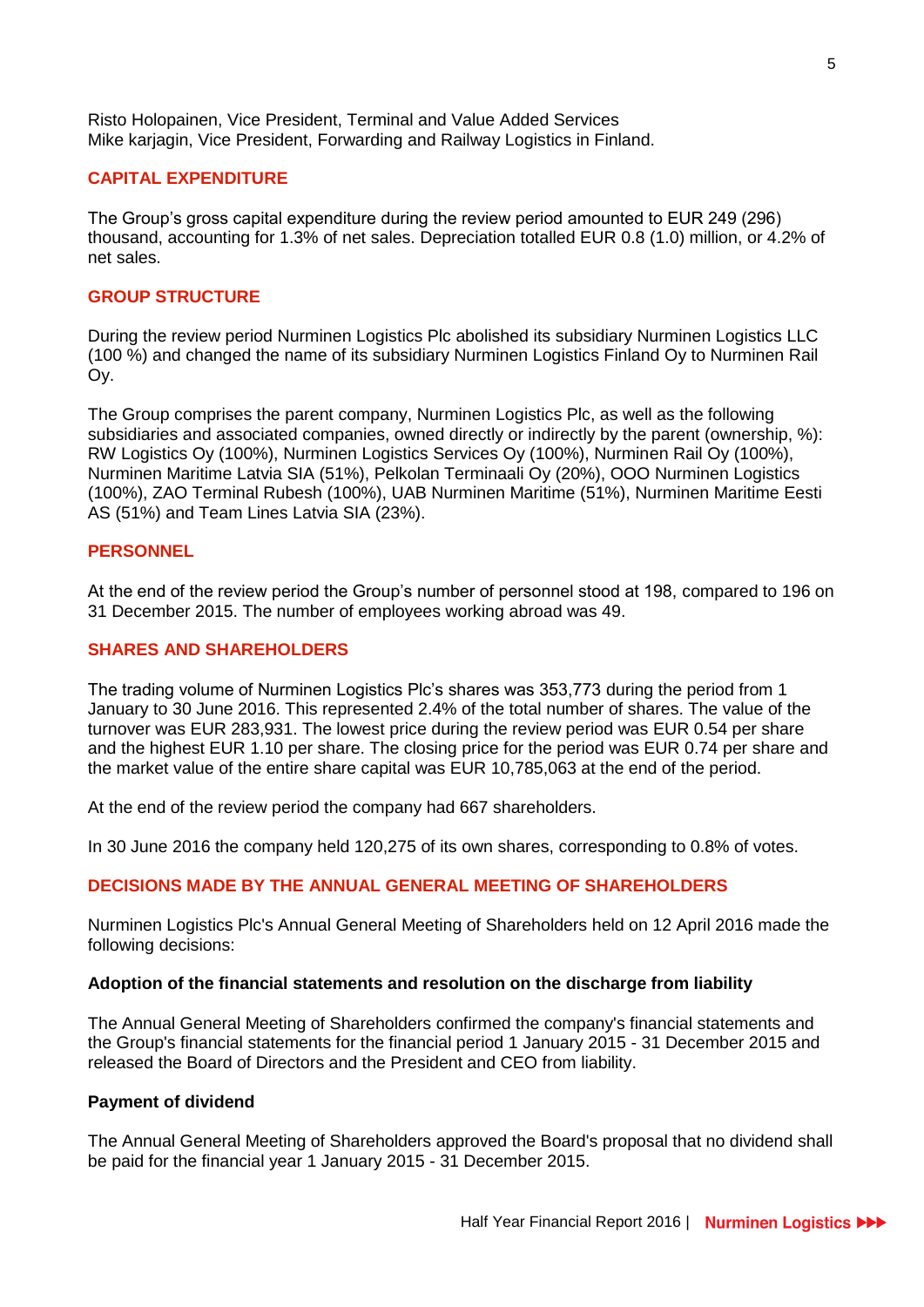Risto Holopainen, Vice President, Terminal and Value Added Services
Mike karjagin, Vice President, Forwarding and Railway Logistics in Finland.

## CAPITAL EXPENDITURE

The Group's gross capital expenditure during the review period amounted to EUR 249 (296) thousand, accounting for 1.3% of net sales. Depreciation totalled EUR 0.8 (1.0) million, or 4.2% of net sales.

## GROUP STRUCTURE

During the review period Nurminen Logistics Plc abolished its subsidiary Nurminen Logistics LLC (100 %) and changed the name of its subsidiary Nurminen Logistics Finland Oy to Nurminen Rail Oy.

The Group comprises the parent company, Nurminen Logistics Plc, as well as the following subsidiaries and associated companies, owned directly or indirectly by the parent (ownership, %): RW Logistics Oy (100%), Nurminen Logistics Services Oy (100%), Nurminen Rail Oy (100%), Nurminen Maritime Latvia SIA (51%), Pelkolan Terminaali Oy (20%), OOO Nurminen Logistics (100%), ZAO Terminal Rubesh (100%), UAB Nurminen Maritime (51%), Nurminen Maritime Eesti AS (51%) and Team Lines Latvia SIA (23%).

## PERSONNEL

At the end of the review period the Group's number of personnel stood at 198, compared to 196 on 31 December 2015. The number of employees working abroad was 49.

## SHARES AND SHAREHOLDERS

The trading volume of Nurminen Logistics Plc's shares was 353,773 during the period from 1 January to 30 June 2016. This represented 2.4% of the total number of shares. The value of the turnover was EUR 283,931. The lowest price during the review period was EUR 0.54 per share and the highest EUR 1.10 per share. The closing price for the period was EUR 0.74 per share and the market value of the entire share capital was EUR 10,785,063 at the end of the period.

At the end of the review period the company had 667 shareholders.

In 30 June 2016 the company held 120,275 of its own shares, corresponding to 0.8% of votes.

## DECISIONS MADE BY THE ANNUAL GENERAL MEETING OF SHAREHOLDERS

Nurminen Logistics Plc's Annual General Meeting of Shareholders held on 12 April 2016 made the following decisions:

### Adoption of the financial statements and resolution on the discharge from liability

The Annual General Meeting of Shareholders confirmed the company's financial statements and the Group's financial statements for the financial period 1 January 2015 - 31 December 2015 and released the Board of Directors and the President and CEO from liability.

### Payment of dividend

The Annual General Meeting of Shareholders approved the Board's proposal that no dividend shall be paid for the financial year 1 January 2015 - 31 December 2015.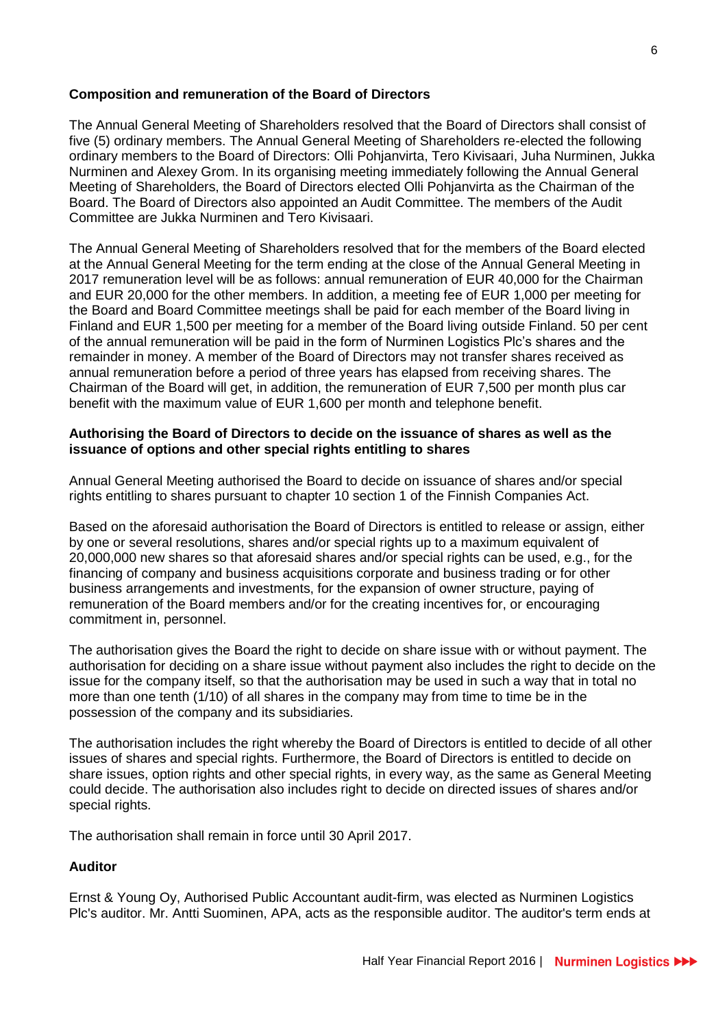**Composition and remuneration of the Board of Directors**

The Annual General Meeting of Shareholders resolved that the Board of Directors shall consist of five (5) ordinary members. The Annual General Meeting of Shareholders re-elected the following ordinary members to the Board of Directors: Olli Pohjanvirta, Tero Kivisaari, Juha Nurminen, Jukka Nurminen and Alexey Grom. In its organising meeting immediately following the Annual General Meeting of Shareholders, the Board of Directors elected Olli Pohjanvirta as the Chairman of the Board. The Board of Directors also appointed an Audit Committee. The members of the Audit Committee are Jukka Nurminen and Tero Kivisaari.

The Annual General Meeting of Shareholders resolved that for the members of the Board elected at the Annual General Meeting for the term ending at the close of the Annual General Meeting in 2017 remuneration level will be as follows: annual remuneration of EUR 40,000 for the Chairman and EUR 20,000 for the other members. In addition, a meeting fee of EUR 1,000 per meeting for the Board and Board Committee meetings shall be paid for each member of the Board living in Finland and EUR 1,500 per meeting for a member of the Board living outside Finland. 50 per cent of the annual remuneration will be paid in the form of Nurminen Logistics Plc's shares and the remainder in money. A member of the Board of Directors may not transfer shares received as annual remuneration before a period of three years has elapsed from receiving shares. The Chairman of the Board will get, in addition, the remuneration of EUR 7,500 per month plus car benefit with the maximum value of EUR 1,600 per month and telephone benefit.

**Authorising the Board of Directors to decide on the issuance of shares as well as the issuance of options and other special rights entitling to shares**

Annual General Meeting authorised the Board to decide on issuance of shares and/or special rights entitling to shares pursuant to chapter 10 section 1 of the Finnish Companies Act.

Based on the aforesaid authorisation the Board of Directors is entitled to release or assign, either by one or several resolutions, shares and/or special rights up to a maximum equivalent of 20,000,000 new shares so that aforesaid shares and/or special rights can be used, e.g., for the financing of company and business acquisitions corporate and business trading or for other business arrangements and investments, for the expansion of owner structure, paying of remuneration of the Board members and/or for the creating incentives for, or encouraging commitment in, personnel.

The authorisation gives the Board the right to decide on share issue with or without payment. The authorisation for deciding on a share issue without payment also includes the right to decide on the issue for the company itself, so that the authorisation may be used in such a way that in total no more than one tenth (1/10) of all shares in the company may from time to time be in the possession of the company and its subsidiaries.

The authorisation includes the right whereby the Board of Directors is entitled to decide of all other issues of shares and special rights. Furthermore, the Board of Directors is entitled to decide on share issues, option rights and other special rights, in every way, as the same as General Meeting could decide. The authorisation also includes right to decide on directed issues of shares and/or special rights.

The authorisation shall remain in force until 30 April 2017.

**Auditor**

Ernst & Young Oy, Authorised Public Accountant audit-firm, was elected as Nurminen Logistics Plc's auditor. Mr. Antti Suominen, APA, acts as the responsible auditor. The auditor's term ends at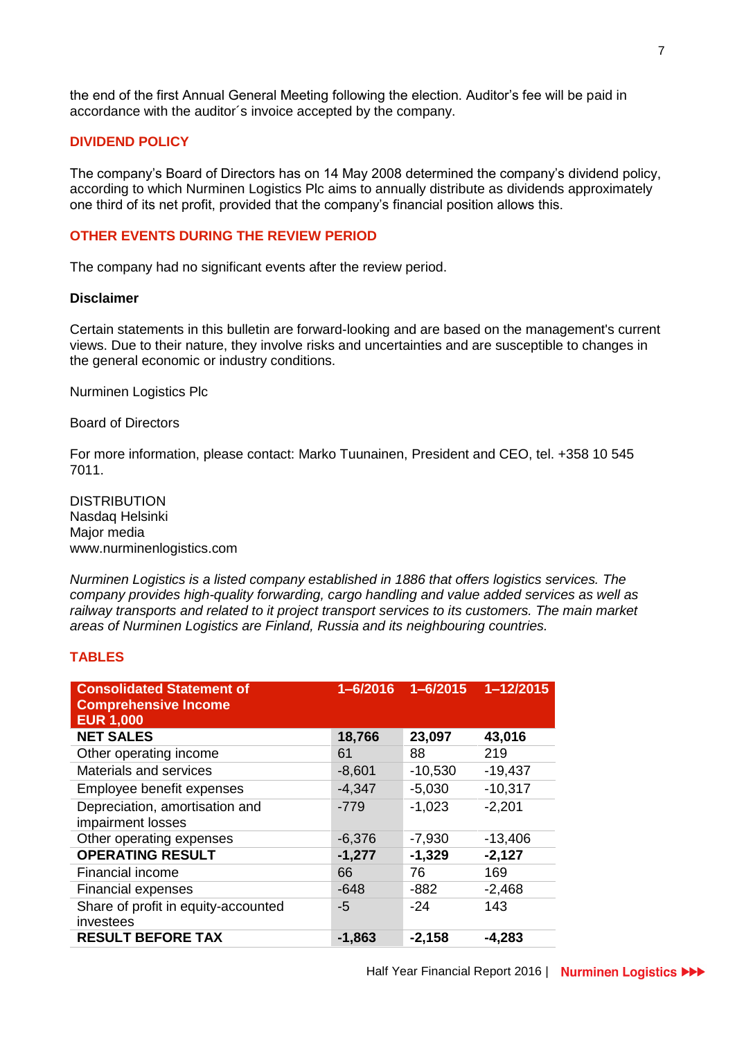the end of the first Annual General Meeting following the election. Auditor's fee will be paid in accordance with the auditor´s invoice accepted by the company.

## DIVIDEND POLICY

The company's Board of Directors has on 14 May 2008 determined the company's dividend policy, according to which Nurminen Logistics Plc aims to annually distribute as dividends approximately one third of its net profit, provided that the company's financial position allows this.

## OTHER EVENTS DURING THE REVIEW PERIOD

The company had no significant events after the review period.

**Disclaimer**

Certain statements in this bulletin are forward-looking and are based on the management's current views. Due to their nature, they involve risks and uncertainties and are susceptible to changes in the general economic or industry conditions.

Nurminen Logistics Plc

Board of Directors

For more information, please contact: Marko Tuunainen, President and CEO, tel. +358 10 545 7011.

DISTRIBUTION
Nasdaq Helsinki
Major media
www.nurminenlogistics.com

*Nurminen Logistics is a listed company established in 1886 that offers logistics services. The company provides high-quality forwarding, cargo handling and value added services as well as railway transports and related to it project transport services to its customers. The main market areas of Nurminen Logistics are Finland, Russia and its neighbouring countries.*

## TABLES

| Consolidated Statement of Comprehensive Income EUR 1,000 | 1–6/2016 | 1–6/2015 | 1–12/2015 |
|---|---|---|---|
| **NET SALES** | **18,766** | **23,097** | **43,016** |
| Other operating income | 61 | 88 | 219 |
| Materials and services | -8,601 | -10,530 | -19,437 |
| Employee benefit expenses | -4,347 | -5,030 | -10,317 |
| Depreciation, amortisation and impairment losses | -779 | -1,023 | -2,201 |
| Other operating expenses | -6,376 | -7,930 | -13,406 |
| **OPERATING RESULT** | **-1,277** | **-1,329** | **-2,127** |
| Financial income | 66 | 76 | 169 |
| Financial expenses | -648 | -882 | -2,468 |
| Share of profit in equity-accounted investees | -5 | -24 | 143 |
| **RESULT BEFORE TAX** | **-1,863** | **-2,158** | **-4,283** |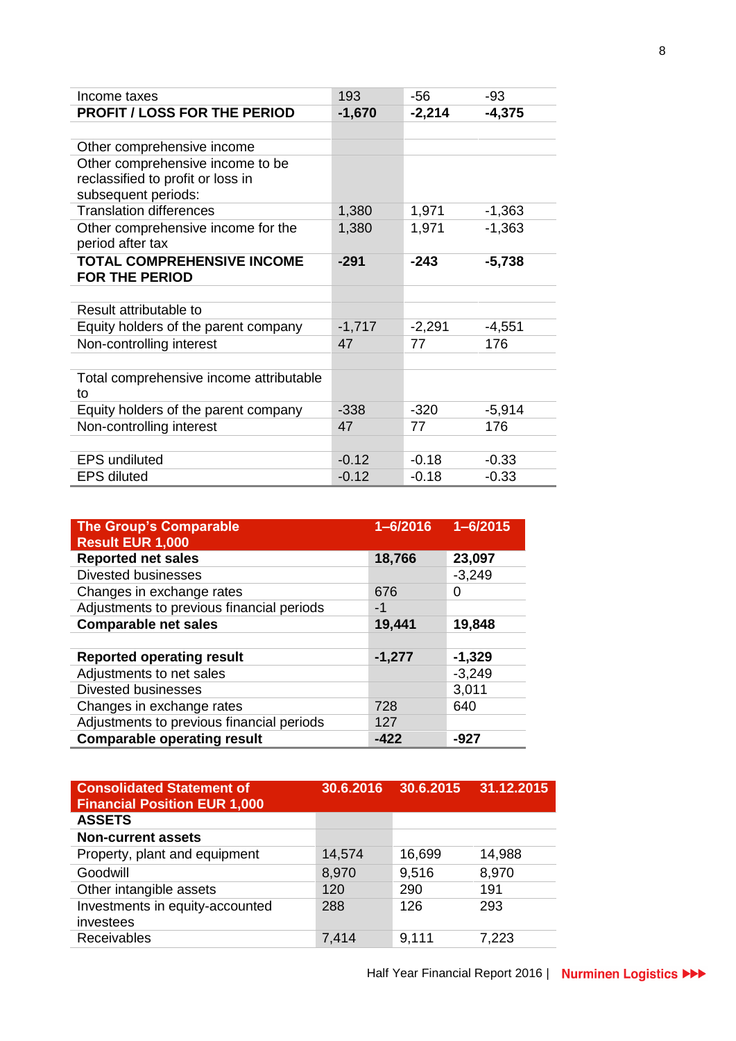| | | | |
|---|---|---|---|
| Income taxes | 193 | -56 | -93 |
| **PROFIT / LOSS FOR THE PERIOD** | **-1,670** | **-2,214** | **-4,375** |
| | | | |
| Other comprehensive income | | | |
| Other comprehensive income to be reclassified to profit or loss in subsequent periods: | | | |
| Translation differences | 1,380 | 1,971 | -1,363 |
| Other comprehensive income for the period after tax | 1,380 | 1,971 | -1,363 |
| **TOTAL COMPREHENSIVE INCOME FOR THE PERIOD** | **-291** | **-243** | **-5,738** |
| | | | |
| Result attributable to | | | |
| Equity holders of the parent company | -1,717 | -2,291 | -4,551 |
| Non-controlling interest | 47 | 77 | 176 |
| | | | |
| Total comprehensive income attributable to | | | |
| Equity holders of the parent company | -338 | -320 | -5,914 |
| Non-controlling interest | 47 | 77 | 176 |
| | | | |
| EPS undiluted | -0.12 | -0.18 | -0.33 |
| EPS diluted | -0.12 | -0.18 | -0.33 |

| The Group's Comparable Result EUR 1,000 | 1–6/2016 | 1–6/2015 |
|---|---|---|
| **Reported net sales** | **18,766** | **23,097** |
| Divested businesses | | -3,249 |
| Changes in exchange rates | 676 | 0 |
| Adjustments to previous financial periods | -1 | |
| **Comparable net sales** | **19,441** | **19,848** |
| | | |
| **Reported operating result** | **-1,277** | **-1,329** |
| Adjustments to net sales | | -3,249 |
| Divested businesses | | 3,011 |
| Changes in exchange rates | 728 | 640 |
| Adjustments to previous financial periods | 127 | |
| **Comparable operating result** | **-422** | **-927** |

| Consolidated Statement of Financial Position EUR 1,000 | 30.6.2016 | 30.6.2015 | 31.12.2015 |
|---|---|---|---|
| **ASSETS** | | | |
| **Non-current assets** | | | |
| Property, plant and equipment | 14,574 | 16,699 | 14,988 |
| Goodwill | 8,970 | 9,516 | 8,970 |
| Other intangible assets | 120 | 290 | 191 |
| Investments in equity-accounted investees | 288 | 126 | 293 |
| Receivables | 7,414 | 9,111 | 7,223 |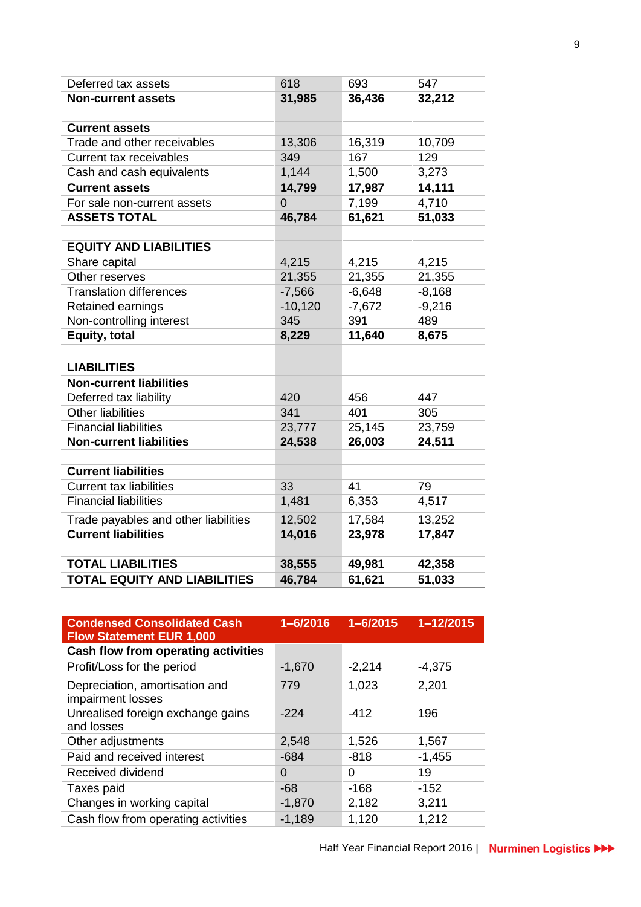| | | | |
|---|---|---|---|
| Deferred tax assets | 618 | 693 | 547 |
| **Non-current assets** | **31,985** | **36,436** | **32,212** |
| | | | |
| **Current assets** | | | |
| Trade and other receivables | 13,306 | 16,319 | 10,709 |
| Current tax receivables | 349 | 167 | 129 |
| Cash and cash equivalents | 1,144 | 1,500 | 3,273 |
| **Current assets** | **14,799** | **17,987** | **14,111** |
| For sale non-current assets | 0 | 7,199 | 4,710 |
| **ASSETS TOTAL** | **46,784** | **61,621** | **51,033** |
| | | | |
| **EQUITY AND LIABILITIES** | | | |
| Share capital | 4,215 | 4,215 | 4,215 |
| Other reserves | 21,355 | 21,355 | 21,355 |
| Translation differences | -7,566 | -6,648 | -8,168 |
| Retained earnings | -10,120 | -7,672 | -9,216 |
| Non-controlling interest | 345 | 391 | 489 |
| **Equity, total** | **8,229** | **11,640** | **8,675** |
| | | | |
| **LIABILITIES** | | | |
| **Non-current liabilities** | | | |
| Deferred tax liability | 420 | 456 | 447 |
| Other liabilities | 341 | 401 | 305 |
| Financial liabilities | 23,777 | 25,145 | 23,759 |
| **Non-current liabilities** | **24,538** | **26,003** | **24,511** |
| | | | |
| **Current liabilities** | | | |
| Current tax liabilities | 33 | 41 | 79 |
| Financial liabilities | 1,481 | 6,353 | 4,517 |
| Trade payables and other liabilities | 12,502 | 17,584 | 13,252 |
| **Current liabilities** | **14,016** | **23,978** | **17,847** |
| | | | |
| **TOTAL LIABILITIES** | **38,555** | **49,981** | **42,358** |
| **TOTAL EQUITY AND LIABILITIES** | **46,784** | **61,621** | **51,033** |

| Condensed Consolidated Cash Flow Statement EUR 1,000 | 1–6/2016 | 1–6/2015 | 1–12/2015 |
|---|---|---|---|
| **Cash flow from operating activities** | | | |
| Profit/Loss for the period | -1,670 | -2,214 | -4,375 |
| Depreciation, amortisation and impairment losses | 779 | 1,023 | 2,201 |
| Unrealised foreign exchange gains and losses | -224 | -412 | 196 |
| Other adjustments | 2,548 | 1,526 | 1,567 |
| Paid and received interest | -684 | -818 | -1,455 |
| Received dividend | 0 | 0 | 19 |
| Taxes paid | -68 | -168 | -152 |
| Changes in working capital | -1,870 | 2,182 | 3,211 |
| Cash flow from operating activities | -1,189 | 1,120 | 1,212 |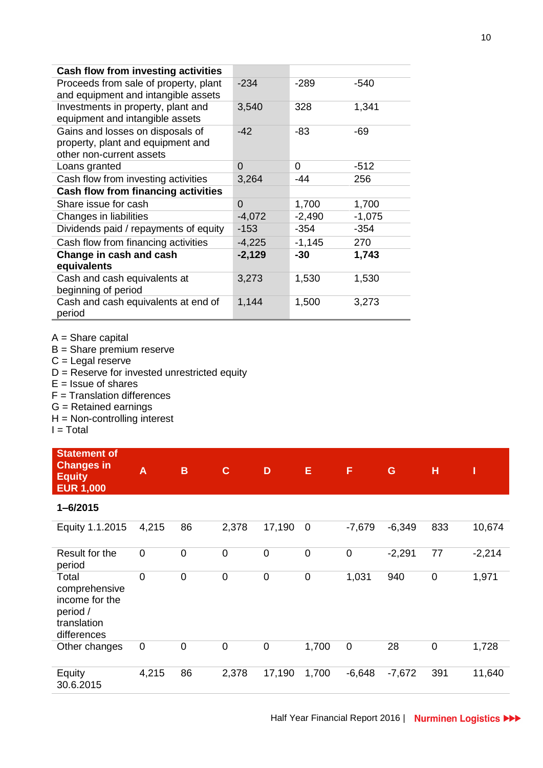| Cash flow from investing activities | | | |
|---|---|---|---|
| Proceeds from sale of property, plant and equipment and intangible assets | -234 | -289 | -540 |
| Investments in property, plant and equipment and intangible assets | 3,540 | 328 | 1,341 |
| Gains and losses on disposals of property, plant and equipment and other non-current assets | -42 | -83 | -69 |
| Loans granted | 0 | 0 | -512 |
| Cash flow from investing activities | 3,264 | -44 | 256 |
| **Cash flow from financing activities** | | | |
| Share issue for cash | 0 | 1,700 | 1,700 |
| Changes in liabilities | -4,072 | -2,490 | -1,075 |
| Dividends paid / repayments of equity | -153 | -354 | -354 |
| Cash flow from financing activities | -4,225 | -1,145 | 270 |
| **Change in cash and cash equivalents** | **-2,129** | **-30** | **1,743** |
| Cash and cash equivalents at beginning of period | 3,273 | 1,530 | 1,530 |
| Cash and cash equivalents at end of period | 1,144 | 1,500 | 3,273 |

A = Share capital
B = Share premium reserve
C = Legal reserve
D = Reserve for invested unrestricted equity
E = Issue of shares
F = Translation differences
G = Retained earnings
H = Non-controlling interest
I = Total

| Statement of Changes in Equity EUR 1,000 | A | B | C | D | E | F | G | H | I |
|---|---|---|---|---|---|---|---|---|---|
| **1–6/2015** | | | | | | | | | |
| Equity 1.1.2015 | 4,215 | 86 | 2,378 | 17,190 | 0 | -7,679 | -6,349 | 833 | 10,674 |
| Result for the period | 0 | 0 | 0 | 0 | 0 | 0 | -2,291 | 77 | -2,214 |
| Total comprehensive income for the period / translation differences | 0 | 0 | 0 | 0 | 0 | 1,031 | 940 | 0 | 1,971 |
| Other changes | 0 | 0 | 0 | 0 | 1,700 | 0 | 28 | 0 | 1,728 |
| Equity 30.6.2015 | 4,215 | 86 | 2,378 | 17,190 | 1,700 | -6,648 | -7,672 | 391 | 11,640 |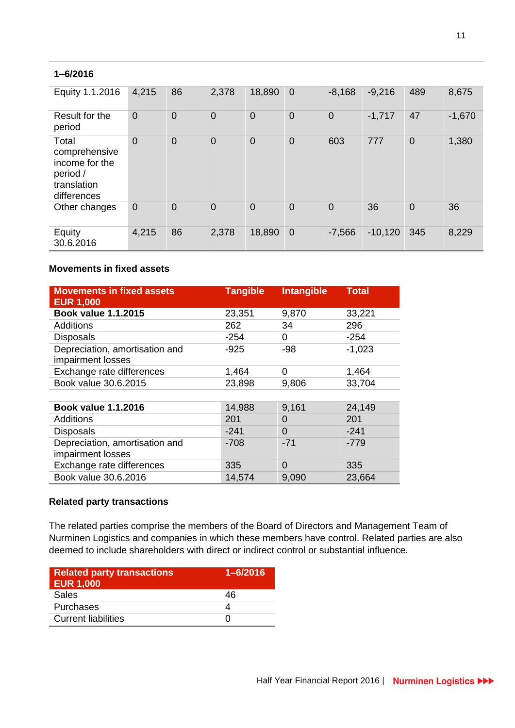**1–6/2016**

| | | | | | | | | | |
|---|---|---|---|---|---|---|---|---|---|
| Equity 1.1.2016 | 4,215 | 86 | 2,378 | 18,890 | 0 | -8,168 | -9,216 | 489 | 8,675 |
| Result for the period | 0 | 0 | 0 | 0 | 0 | 0 | -1,717 | 47 | -1,670 |
| Total comprehensive income for the period / translation differences | 0 | 0 | 0 | 0 | 0 | 603 | 777 | 0 | 1,380 |
| Other changes | 0 | 0 | 0 | 0 | 0 | 0 | 36 | 0 | 36 |
| Equity 30.6.2016 | 4,215 | 86 | 2,378 | 18,890 | 0 | -7,566 | -10,120 | 345 | 8,229 |

**Movements in fixed assets**

| Movements in fixed assets EUR 1,000 | Tangible | Intangible | Total |
|---|---|---|---|
| **Book value 1.1.2015** | 23,351 | 9,870 | 33,221 |
| Additions | 262 | 34 | 296 |
| Disposals | -254 | 0 | -254 |
| Depreciation, amortisation and impairment losses | -925 | -98 | -1,023 |
| Exchange rate differences | 1,464 | 0 | 1,464 |
| Book value 30.6.2015 | 23,898 | 9,806 | 33,704 |
| | | | |
| **Book value 1.1.2016** | 14,988 | 9,161 | 24,149 |
| Additions | 201 | 0 | 201 |
| Disposals | -241 | 0 | -241 |
| Depreciation, amortisation and impairment losses | -708 | -71 | -779 |
| Exchange rate differences | 335 | 0 | 335 |
| Book value 30.6.2016 | 14,574 | 9,090 | 23,664 |

**Related party transactions**

The related parties comprise the members of the Board of Directors and Management Team of Nurminen Logistics and companies in which these members have control. Related parties are also deemed to include shareholders with direct or indirect control or substantial influence.

| Related party transactions EUR 1,000 | 1–6/2016 |
|---|---|
| Sales | 46 |
| Purchases | 4 |
| Current liabilities | 0 |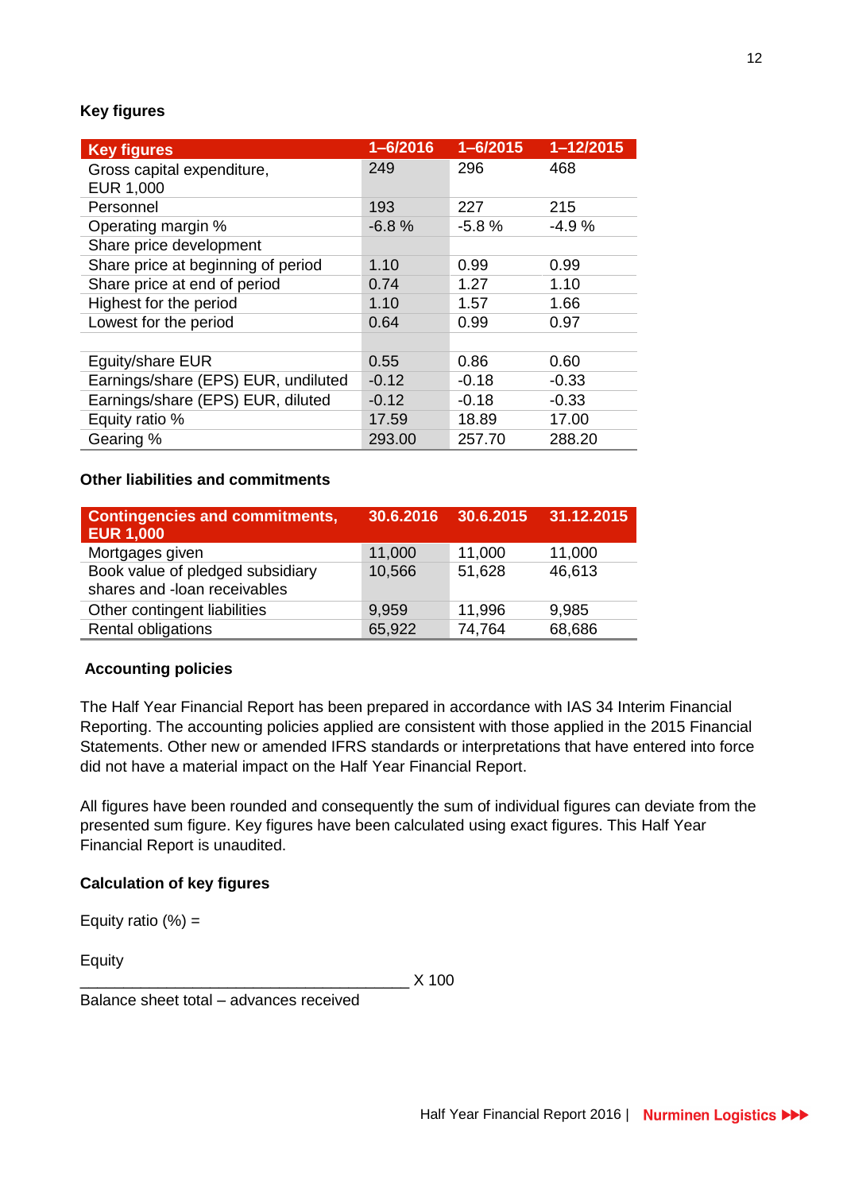## Key figures

| Key figures | 1–6/2016 | 1–6/2015 | 1–12/2015 |
|---|---|---|---|
| Gross capital expenditure, EUR 1,000 | 249 | 296 | 468 |
| Personnel | 193 | 227 | 215 |
| Operating margin % | -6.8 % | -5.8 % | -4.9 % |
| Share price development | | | |
| Share price at beginning of period | 1.10 | 0.99 | 0.99 |
| Share price at end of period | 0.74 | 1.27 | 1.10 |
| Highest for the period | 1.10 | 1.57 | 1.66 |
| Lowest for the period | 0.64 | 0.99 | 0.97 |
| | | | |
| Equity/share EUR | 0.55 | 0.86 | 0.60 |
| Earnings/share (EPS) EUR, undiluted | -0.12 | -0.18 | -0.33 |
| Earnings/share (EPS) EUR, diluted | -0.12 | -0.18 | -0.33 |
| Equity ratio % | 17.59 | 18.89 | 17.00 |
| Gearing % | 293.00 | 257.70 | 288.20 |

## Other liabilities and commitments

| Contingencies and commitments, EUR 1,000 | 30.6.2016 | 30.6.2015 | 31.12.2015 |
|---|---|---|---|
| Mortgages given | 11,000 | 11,000 | 11,000 |
| Book value of pledged subsidiary shares and -loan receivables | 10,566 | 51,628 | 46,613 |
| Other contingent liabilities | 9,959 | 11,996 | 9,985 |
| Rental obligations | 65,922 | 74,764 | 68,686 |

## Accounting policies

The Half Year Financial Report has been prepared in accordance with IAS 34 Interim Financial Reporting. The accounting policies applied are consistent with those applied in the 2015 Financial Statements. Other new or amended IFRS standards or interpretations that have entered into force did not have a material impact on the Half Year Financial Report.

All figures have been rounded and consequently the sum of individual figures can deviate from the presented sum figure. Key figures have been calculated using exact figures. This Half Year Financial Report is unaudited.

## Calculation of key figures

Equity ratio (%) =

$$\frac{\text{Equity}}{\text{Balance sheet total – advances received}} \times 100$$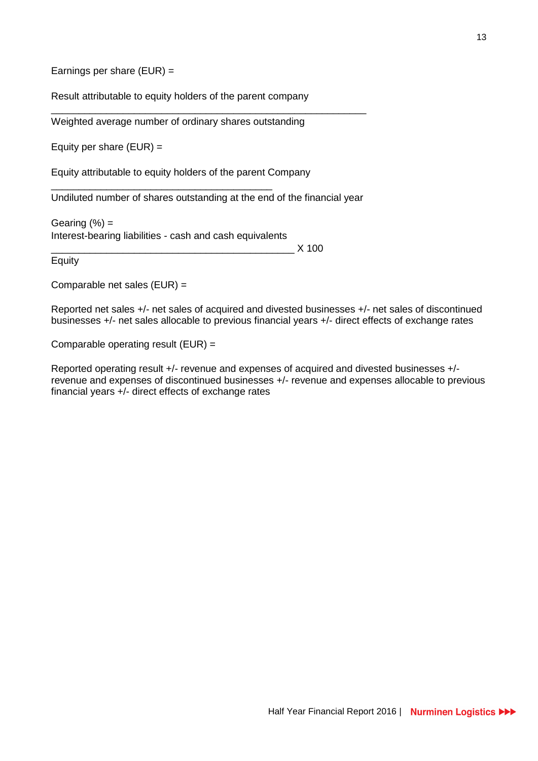Earnings per share (EUR) =

$$\frac{\text{Result attributable to equity holders of the parent company}}{\text{Weighted average number of ordinary shares outstanding}}$$

Equity per share (EUR) =

$$\frac{\text{Equity attributable to equity holders of the parent Company}}{\text{Undiluted number of shares outstanding at the end of the financial year}}$$

Gearing (%) =

$$\frac{\text{Interest-bearing liabilities - cash and cash equivalents}}{\text{Equity}} \times 100$$

Comparable net sales (EUR) =

Reported net sales +/- net sales of acquired and divested businesses +/- net sales of discontinued businesses +/- net sales allocable to previous financial years +/- direct effects of exchange rates

Comparable operating result (EUR) =

Reported operating result +/- revenue and expenses of acquired and divested businesses +/- revenue and expenses of discontinued businesses +/- revenue and expenses allocable to previous financial years +/- direct effects of exchange rates